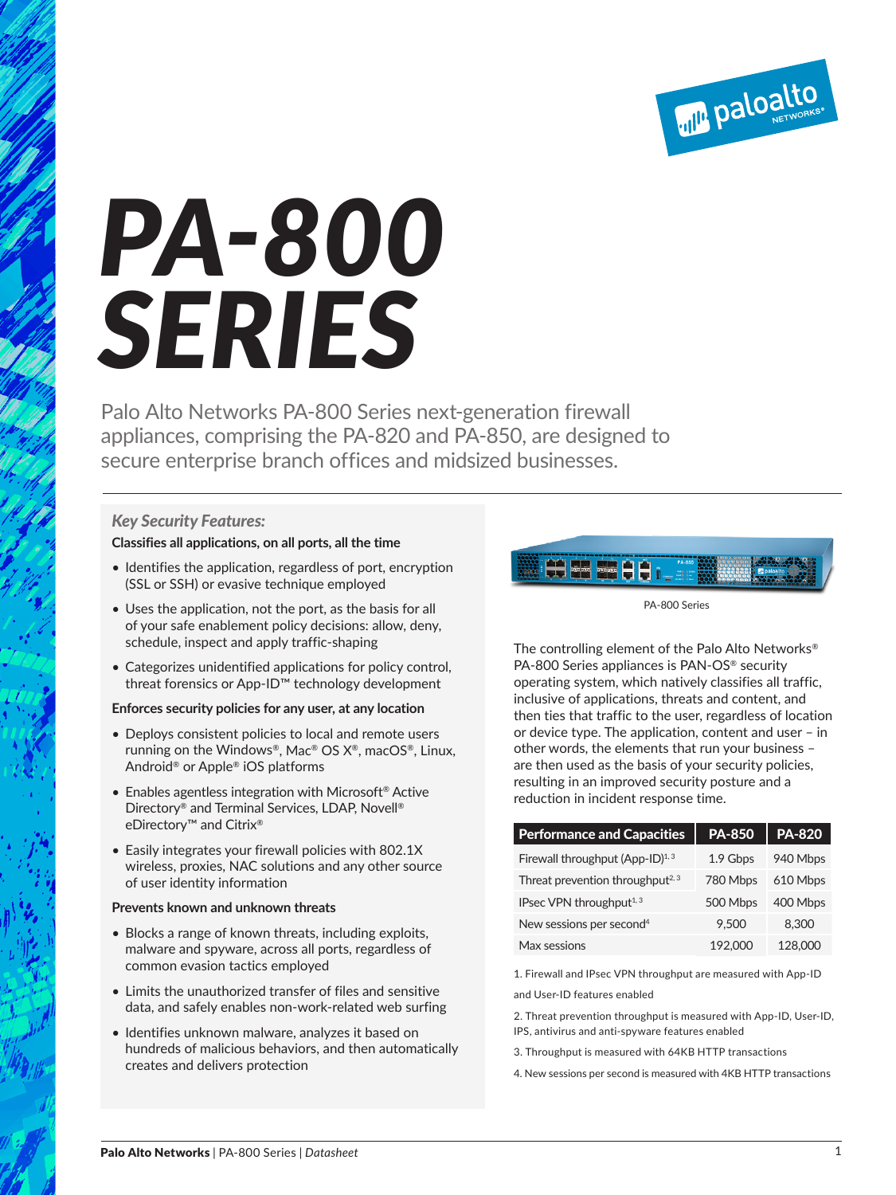# PA-800 SERIES

Palo Alto Networks PA-800 Series next-generation firewall appliances, comprising the PA-820 and PA-850, are designed to secure enterprise branch offices and midsized businesses.

### *Key Security Features:*

**Classifies all applications, on all ports, all the time**

- Identifies the application, regardless of port, encryption (SSL or SSH) or evasive technique employed
- Uses the application, not the port, as the basis for all of your safe enablement policy decisions: allow, deny, schedule, inspect and apply traffic-shaping
- Categorizes unidentified applications for policy control, threat forensics or App-ID™ technology development

**Enforces security policies for any user, at any location**

- Deploys consistent policies to local and remote users running on the Windows®, Mac® OS X®, macOS®, Linux, Android® or Apple® iOS platforms
- Enables agentless integration with Microsoft® Active Directory® and Terminal Services, LDAP, Novell® eDirectory™ and Citrix®
- Easily integrates your firewall policies with 802.1X wireless, proxies, NAC solutions and any other source of user identity information

**Prevents known and unknown threats**

- Blocks a range of known threats, including exploits, malware and spyware, across all ports, regardless of common evasion tactics employed
- Limits the unauthorized transfer of files and sensitive data, and safely enables non-work-related web surfing
- Identifies unknown malware, analyzes it based on hundreds of malicious behaviors, and then automatically creates and delivers protection

PA-800 Series

The controlling element of the Palo Alto Networks® PA-800 Series appliances is PAN-OS® security operating system, which natively classifies all traffic, inclusive of applications, threats and content, and then ties that traffic to the user, regardless of location or device type. The application, content and user – in other words, the elements that run your business – are then used as the basis of your security policies, resulting in an improved security posture and a reduction in incident response time.

| Performance and Capacities | PA-850 | PA-820 |
|---|---|---|
| Firewall throughput (App-ID)[1, 3] | 1.9 Gbps | 940 Mbps |
| Threat prevention throughput[2, 3] | 780 Mbps | 610 Mbps |
| IPsec VPN throughput[1, 3] | 500 Mbps | 400 Mbps |
| New sessions per second[4] | 9,500 | 8,300 |
| Max sessions | 192,000 | 128,000 |

1. Firewall and IPsec VPN throughput are measured with App-ID and User-ID features enabled
2. Threat prevention throughput is measured with App-ID, User-ID, IPS, antivirus and anti-spyware features enabled
3. Throughput is measured with 64KB HTTP transactions
4. New sessions per second is measured with 4KB HTTP transactions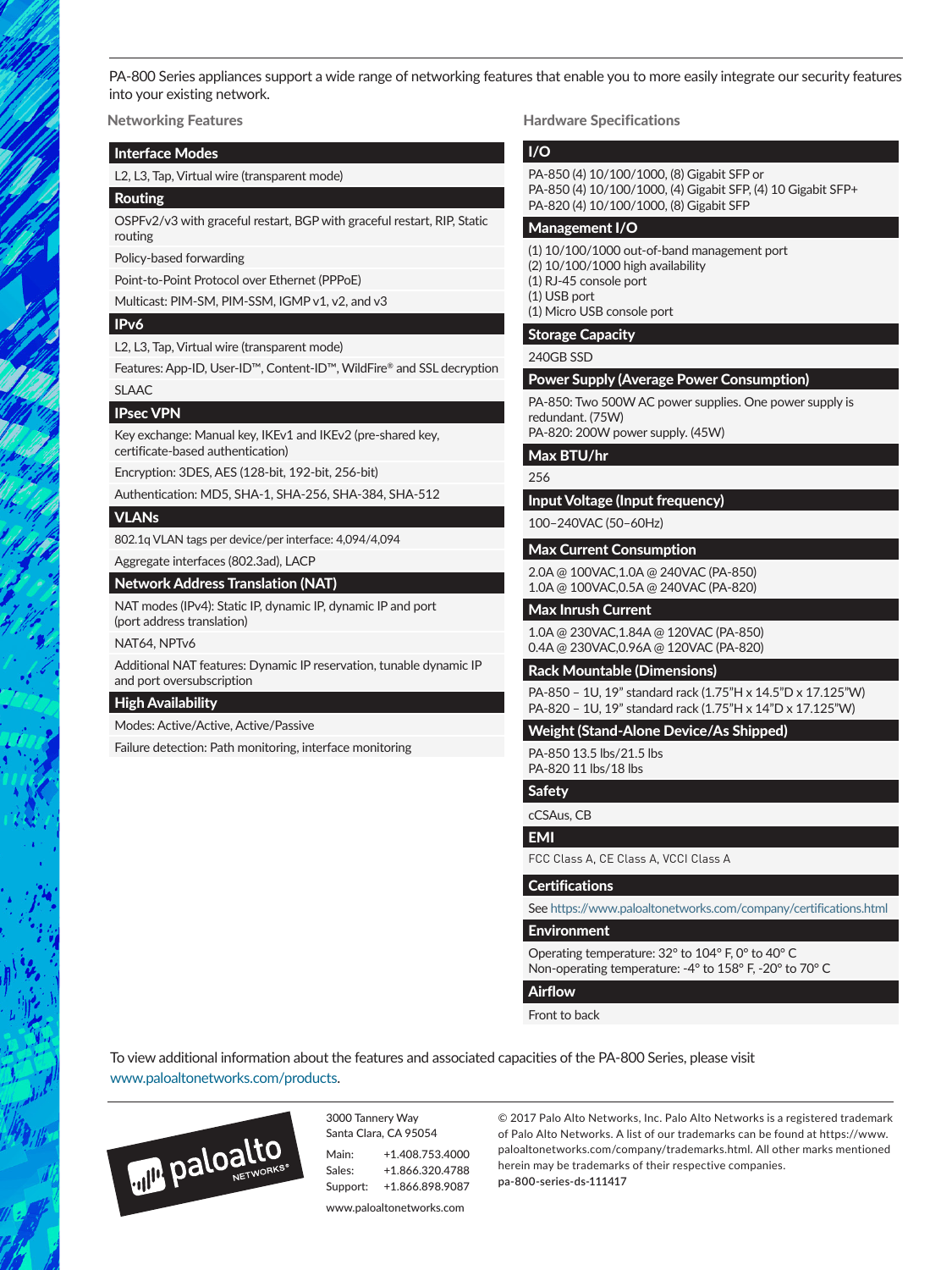PA-800 Series appliances support a wide range of networking features that enable you to more easily integrate our security features into your existing network.

## Networking Features

### Interface Modes

L2, L3, Tap, Virtual wire (transparent mode)

### Routing

OSPFv2/v3 with graceful restart, BGP with graceful restart, RIP, Static routing

Policy-based forwarding

Point-to-Point Protocol over Ethernet (PPPoE)

Multicast: PIM-SM, PIM-SSM, IGMP v1, v2, and v3

### IPv6

L2, L3, Tap, Virtual wire (transparent mode)

Features: App-ID, User-ID™, Content-ID™, WildFire® and SSL decryption

SLAAC

### IPsec VPN

Key exchange: Manual key, IKEv1 and IKEv2 (pre-shared key, certificate-based authentication)

Encryption: 3DES, AES (128-bit, 192-bit, 256-bit)

Authentication: MD5, SHA-1, SHA-256, SHA-384, SHA-512

### VLANs

802.1q VLAN tags per device/per interface: 4,094/4,094

Aggregate interfaces (802.3ad), LACP

### Network Address Translation (NAT)

NAT modes (IPv4): Static IP, dynamic IP, dynamic IP and port (port address translation)

NAT64, NPTv6

Additional NAT features: Dynamic IP reservation, tunable dynamic IP and port oversubscription

### High Availability

Modes: Active/Active, Active/Passive

Failure detection: Path monitoring, interface monitoring

## Hardware Specifications

### I/O

PA-850 (4) 10/100/1000, (8) Gigabit SFP or
PA-850 (4) 10/100/1000, (4) Gigabit SFP, (4) 10 Gigabit SFP+
PA-820 (4) 10/100/1000, (8) Gigabit SFP

### Management I/O

(1) 10/100/1000 out-of-band management port
(2) 10/100/1000 high availability
(1) RJ-45 console port
(1) USB port
(1) Micro USB console port

### Storage Capacity

240GB SSD

### Power Supply (Average Power Consumption)

PA-850: Two 500W AC power supplies. One power supply is redundant. (75W)
PA-820: 200W power supply. (45W)

### Max BTU/hr

256

### Input Voltage (Input frequency)

100–240VAC (50–60Hz)

### Max Current Consumption

2.0A @ 100VAC,1.0A @ 240VAC (PA-850)
1.0A @ 100VAC,0.5A @ 240VAC (PA-820)

### Max Inrush Current

1.0A @ 230VAC,1.84A @ 120VAC (PA-850)
0.4A @ 230VAC,0.96A @ 120VAC (PA-820)

### Rack Mountable (Dimensions)

PA-850 – 1U, 19" standard rack (1.75"H x 14.5"D x 17.125"W)
PA-820 – 1U, 19" standard rack (1.75"H x 14"D x 17.125"W)

### Weight (Stand-Alone Device/As Shipped)

PA-850 13.5 lbs/21.5 lbs
PA-820 11 lbs/18 lbs

### Safety

cCSAus, CB

### EMI

FCC Class A, CE Class A, VCCI Class A

### Certifications

See https://www.paloaltonetworks.com/company/certifications.html

### Environment

Operating temperature: 32° to 104° F, 0° to 40° C
Non-operating temperature: -4° to 158° F, -20° to 70° C

### Airflow

Front to back

To view additional information about the features and associated capacities of the PA-800 Series, please visit www.paloaltonetworks.com/products.

3000 Tannery Way
Santa Clara, CA 95054

Main: +1.408.753.4000
Sales: +1.866.320.4788
Support: +1.866.898.9087

www.paloaltonetworks.com

© 2017 Palo Alto Networks, Inc. Palo Alto Networks is a registered trademark of Palo Alto Networks. A list of our trademarks can be found at https://www.paloaltonetworks.com/company/trademarks.html. All other marks mentioned herein may be trademarks of their respective companies.
pa-800-series-ds-111417